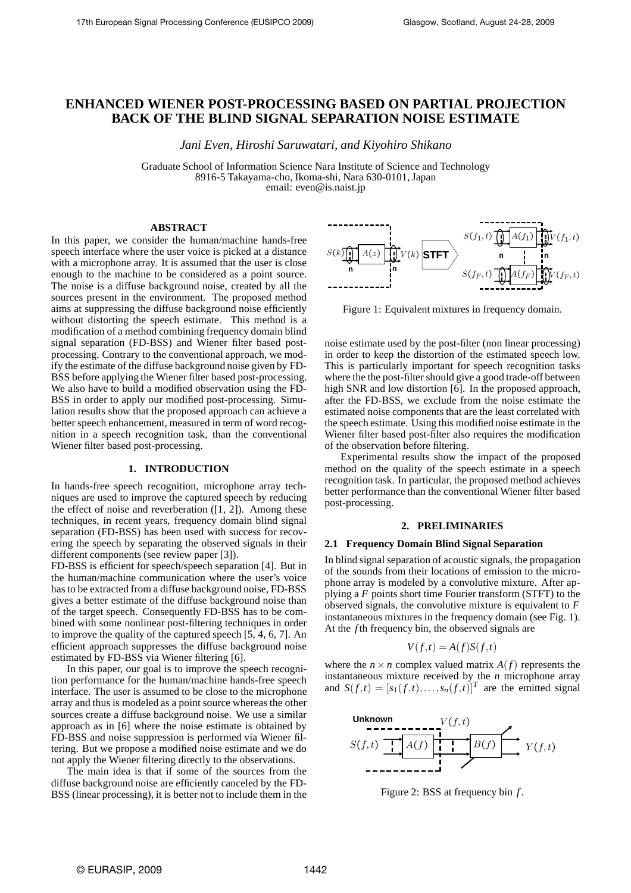# ENHANCED WIENER POST-PROCESSING BASED ON PARTIAL PROJECTION BACK OF THE BLIND SIGNAL SEPARATION NOISE ESTIMATE

*Jani Even, Hiroshi Saruwatari, and Kiyohiro Shikano*

Graduate School of Information Science Nara Institute of Science and Technology
8916-5 Takayama-cho, Ikoma-shi, Nara 630-0101, Japan
email: even@is.naist.jp

## ABSTRACT

In this paper, we consider the human/machine hands-free speech interface where the user voice is picked at a distance with a microphone array. It is assumed that the user is close enough to the machine to be considered as a point source. The noise is a diffuse background noise, created by all the sources present in the environment. The proposed method aims at suppressing the diffuse background noise efficiently without distorting the speech estimate. This method is a modification of a method combining frequency domain blind signal separation (FD-BSS) and Wiener filter based post-processing. Contrary to the conventional approach, we modify the estimate of the diffuse background noise given by FD-BSS before applying the Wiener filter based post-processing. We also have to build a modified observation using the FD-BSS in order to apply our modified post-processing. Simulation results show that the proposed approach can achieve a better speech enhancement, measured in term of word recognition in a speech recognition task, than the conventional Wiener filter based post-processing.

## 1. INTRODUCTION

In hands-free speech recognition, microphone array techniques are used to improve the captured speech by reducing the effect of noise and reverberation ([1, 2]). Among these techniques, in recent years, frequency domain blind signal separation (FD-BSS) has been used with success for recovering the speech by separating the observed signals in their different components (see review paper [3]).

FD-BSS is efficient for speech/speech separation [4]. But in the human/machine communication where the user's voice has to be extracted from a diffuse background noise, FD-BSS gives a better estimate of the diffuse background noise than of the target speech. Consequently FD-BSS has to be combined with some nonlinear post-filtering techniques in order to improve the quality of the captured speech [5, 4, 6, 7]. An efficient approach suppresses the diffuse background noise estimated by FD-BSS via Wiener filtering [6].

In this paper, our goal is to improve the speech recognition performance for the human/machine hands-free speech interface. The user is assumed to be close to the microphone array and thus is modeled as a point source whereas the other sources create a diffuse background noise. We use a similar approach as in [6] where the noise estimate is obtained by FD-BSS and noise suppression is performed via Wiener filtering. But we propose a modified noise estimate and we do not apply the Wiener filtering directly to the observations.

The main idea is that if some of the sources from the diffuse background noise are efficiently canceled by the FD-BSS (linear processing), it is better not to include them in the noise estimate used by the post-filter (non linear processing) in order to keep the distortion of the estimated speech low. This is particularly important for speech recognition tasks where the the post-filter should give a good trade-off between high SNR and low distortion [6]. In the proposed approach, after the FD-BSS, we exclude from the noise estimate the estimated noise components that are the least correlated with the speech estimate. Using this modified noise estimate in the Wiener filter based post-filter also requires the modification of the observation before filtering.

Experimental results show the impact of the proposed method on the quality of the speech estimate in a speech recognition task. In particular, the proposed method achieves better performance than the conventional Wiener filter based post-processing.

Figure 1: Equivalent mixtures in frequency domain.

## 2. PRELIMINARIES

### 2.1 Frequency Domain Blind Signal Separation

In blind signal separation of acoustic signals, the propagation of the sounds from their locations of emission to the microphone array is modeled by a convolutive mixture. After applying a $F$ points short time Fourier transform (STFT) to the observed signals, the convolutive mixture is equivalent to $F$ instantaneous mixtures in the frequency domain (see Fig. 1). At the $f$th frequency bin, the observed signals are

$$V(f,t) = A(f)S(f,t)$$

where the $n \times n$ complex valued matrix $A(f)$ represents the instantaneous mixture received by the $n$ microphone array and $S(f,t) = [s_1(f,t), \ldots, s_n(f,t)]^T$ are the emitted signal

Figure 2: BSS at frequency bin $f$.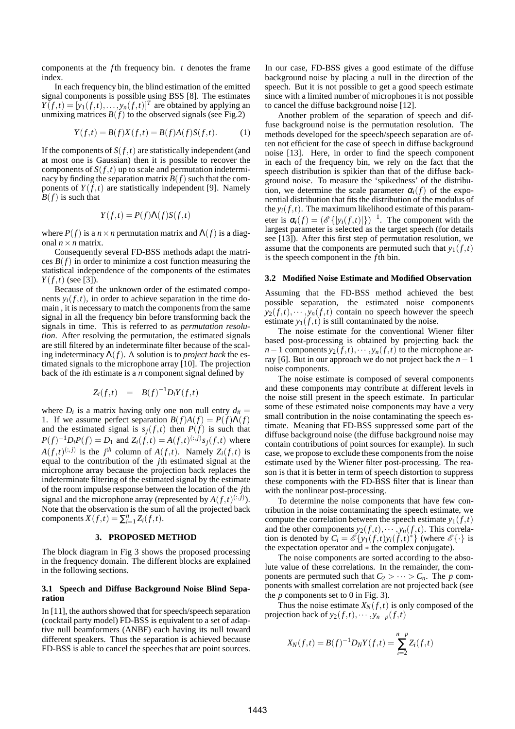components at the $f$th frequency bin. $t$ denotes the frame index.

In each frequency bin, the blind estimation of the emitted signal components is possible using BSS [8]. The estimates $Y(f,t) = [y_1(f,t),\ldots,y_n(f,t)]^T$ are obtained by applying an unmixing matrices $B(f)$ to the observed signals (see Fig.2)

$$Y(f,t) = B(f)X(f,t) = B(f)A(f)S(f,t). \quad (1)$$

If the components of $S(f,t)$ are statistically independent (and at most one is Gaussian) then it is possible to recover the components of $S(f,t)$ up to scale and permutation indeterminacy by finding the separation matrix $B(f)$ such that the components of $Y(f,t)$ are statistically independent [9]. Namely $B(f)$ is such that

$$Y(f,t) = P(f)\Lambda(f)S(f,t)$$

where $P(f)$ is a $n \times n$ permutation matrix and $\Lambda(f)$ is a diagonal $n \times n$ matrix.

Consequently several FD-BSS methods adapt the matrices $B(f)$ in order to minimize a cost function measuring the statistical independence of the components of the estimates $Y(f,t)$ (see [3]).

Because of the unknown order of the estimated components $y_i(f,t)$, in order to achieve separation in the time domain , it is necessary to match the components from the same signal in all the frequency bin before transforming back the signals in time. This is referred to as *permutation resolution*. After resolving the permutation, the estimated signals are still filtered by an indeterminate filter because of the scaling indeterminacy $\Lambda(f)$. A solution is to *project back* the estimated signals to the microphone array [10]. The projection back of the $i$th estimate is a $n$ component signal defined by

$$Z_i(f,t) \quad = \quad B(f)^{-1}D_iY(f,t)$$

where $D_i$ is a matrix having only one non null entry $d_{ii} = 1$. If we assume perfect separation $B(f)A(f) = P(f)\Lambda(f)$ and the estimated signal is $s_j(f,t)$ then $P(f)$ is such that $P(f)^{-1}D_iP(f) = D_1$ and $Z_i(f,t) = A(f,t)^{(:,j)}s_j(f,t)$ where $A(f,t)^{(:,j)}$ is the $j^{th}$ column of $A(f,t)$. Namely $Z_i(f,t)$ is equal to the contribution of the $j$th estimated signal at the microphone array because the projection back replaces the indeterminate filtering of the estimated signal by the estimate of the room impulse response between the location of the $j$th signal and the microphone array (represented by $A(f,t)^{(:,j)}$). Note that the observation is the sum of all the projected back components $X(f,t) = \sum_{i=1}^{n} Z_i(f,t)$.

## 3. PROPOSED METHOD

The block diagram in Fig 3 shows the proposed processing in the frequency domain. The different blocks are explained in the following sections.

### 3.1 Speech and Diffuse Background Noise Blind Separation

In [11], the authors showed that for speech/speech separation (cocktail party model) FD-BSS is equivalent to a set of adaptive null beamformers (ANBF) each having its null toward different speakers. Thus the separation is achieved because FD-BSS is able to cancel the speeches that are point sources. In our case, FD-BSS gives a good estimate of the diffuse background noise by placing a null in the direction of the speech. But it is not possible to get a good speech estimate since with a limited number of microphones it is not possible to cancel the diffuse background noise [12].

Another problem of the separation of speech and diffuse background noise is the permutation resolution. The methods developed for the speech/speech separation are often not efficient for the case of speech in diffuse background noise [13]. Here, in order to find the speech component in each of the frequency bin, we rely on the fact that the speech distribution is spikier than that of the diffuse background noise. To measure the 'spikedness' of the distribution, we determine the scale parameter $\alpha_i(f)$ of the exponential distribution that fits the distribution of the modulus of the $y_i(f,t)$. The maximum likelihood estimate of this parameter is $\alpha_i(f) = \left(\mathscr{E}\{|y_i(f,t)|\}\right)^{-1}$. The component with the largest parameter is selected as the target speech (for details see [13]). After this first step of permutation resolution, we assume that the components are permuted such that $y_1(f,t)$ is the speech component in the $f$th bin.

### 3.2 Modified Noise Estimate and Modified Observation

Assuming that the FD-BSS method achieved the best possible separation, the estimated noise components $y_2(f,t),\cdots,y_n(f,t)$ contain no speech however the speech estimate $y_1(f,t)$ is still contaminated by the noise.

The noise estimate for the conventional Wiener filter based post-processing is obtained by projecting back the $n-1$ components $y_2(f,t),\cdots,y_n(f,t)$ to the microphone array [6]. But in our approach we do not project back the $n-1$ noise components.

The noise estimate is composed of several components and these components may contribute at different levels in the noise still present in the speech estimate. In particular some of these estimated noise components may have a very small contribution in the noise contaminating the speech estimate. Meaning that FD-BSS suppressed some part of the diffuse background noise (the diffuse background noise may contain contributions of point sources for example). In such case, we propose to exclude these components from the noise estimate used by the Wiener filter post-processing. The reason is that it is better in term of speech distortion to suppress these components with the FD-BSS filter that is linear than with the nonlinear post-processing.

To determine the noise components that have few contribution in the noise contaminating the speech estimate $y_1(f,t)$ and the other components $y_2(f,t),\cdots,y_n(f,t)$. This correlation is denoted by $C_i = \mathscr{E}\{y_1(f,t)y_i(f,t)^*\}$ (where $\mathscr{E}\{\cdot\}$ is the expectation operator and $*$ the complex conjugate).

The noise components are sorted according to the absolute value of these correlations. In the remainder, the components are permuted such that $C_2 > \cdots > C_n$. The $p$ components with smallest correlation are not projected back (see the $p$ components set to 0 in Fig. 3).

Thus the noise estimate $X_N(f,t)$ is only composed of the projection back of $y_2(f,t),\cdots,y_{n-p}(f,t)$

$$X_N(f,t) = B(f)^{-1}D_NY(f,t) = \sum_{i=2}^{n-p} Z_i(f,t)$$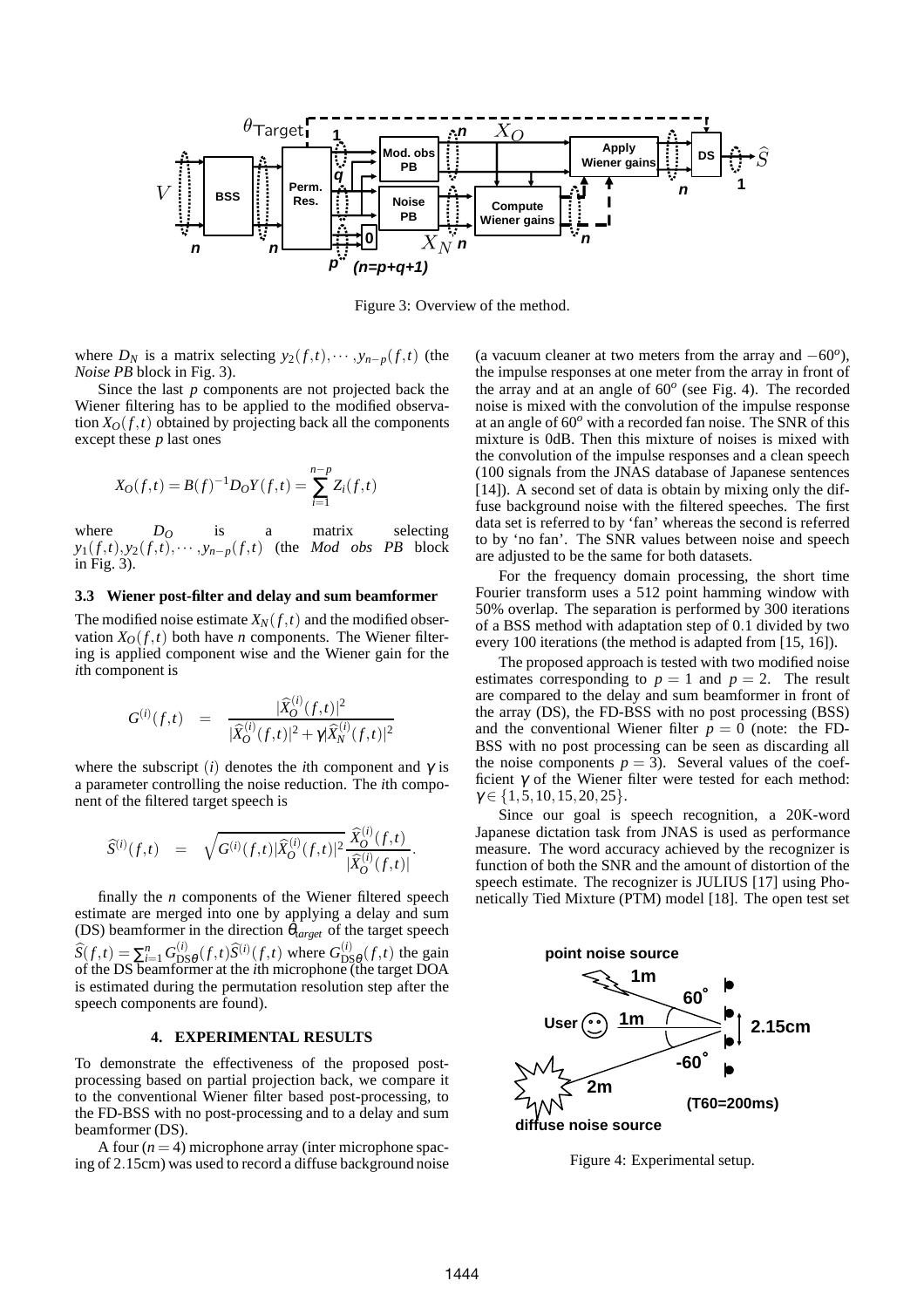Figure 3: Overview of the method.

where $D_N$ is a matrix selecting $y_2(f,t), \cdots, y_{n-p}(f,t)$ (the *Noise PB* block in Fig. 3).

Since the last $p$ components are not projected back the Wiener filtering has to be applied to the modified observation $X_O(f,t)$ obtained by projecting back all the components except these $p$ last ones

$$X_O(f,t) = B(f)^{-1} D_O Y(f,t) = \sum_{i=1}^{n-p} Z_i(f,t)$$

where $D_O$ is a matrix selecting $y_1(f,t), y_2(f,t), \cdots, y_{n-p}(f,t)$ (the *Mod obs PB* block in Fig. 3).

### 3.3 Wiener post-filter and delay and sum beamformer

The modified noise estimate $X_N(f,t)$ and the modified observation $X_O(f,t)$ both have $n$ components. The Wiener filtering is applied component wise and the Wiener gain for the $i$th component is

$$G^{(i)}(f,t) = \frac{|\widehat{X}_O^{(i)}(f,t)|^2}{|\widehat{X}_O^{(i)}(f,t)|^2 + \gamma |\widehat{X}_N^{(i)}(f,t)|^2}$$

where the subscript $(i)$ denotes the $i$th component and $\gamma$ is a parameter controlling the noise reduction. The $i$th component of the filtered target speech is

$$\widehat{S}^{(i)}(f,t) = \sqrt{G^{(i)}(f,t) |\widehat{X}_O^{(i)}(f,t)|^2} \frac{\widehat{X}_O^{(i)}(f,t)}{|\widehat{X}_O^{(i)}(f,t)|}.$$

finally the $n$ components of the Wiener filtered speech estimate are merged into one by applying a delay and sum (DS) beamformer in the direction $\theta_{target}$ of the target speech $\widehat{S}(f,t) = \sum_{i=1}^{n} G_{\mathrm{DS}\theta}^{(i)}(f,t) \widehat{S}^{(i)}(f,t)$ where $G_{\mathrm{DS}\theta}^{(i)}(f,t)$ the gain of the DS beamformer at the $i$th microphone (the target DOA is estimated during the permutation resolution step after the speech components are found).

## 4. EXPERIMENTAL RESULTS

To demonstrate the effectiveness of the proposed post-processing based on partial projection back, we compare it to the conventional Wiener filter based post-processing, to the FD-BSS with no post-processing and to a delay and sum beamformer (DS).

A four ($n = 4$) microphone array (inter microphone spacing of 2.15cm) was used to record a diffuse background noise (a vacuum cleaner at two meters from the array and $-60^o$), the impulse responses at one meter from the array in front of the array and at an angle of $60^o$ (see Fig. 4). The recorded noise is mixed with the convolution of the impulse response at an angle of $60^o$ with a recorded fan noise. The SNR of this mixture is 0dB. Then this mixture of noises is mixed with the convolution of the impulse responses and a clean speech (100 signals from the JNAS database of Japanese sentences [14]). A second set of data is obtain by mixing only the diffuse background noise with the filtered speeches. The first data set is referred to by 'fan' whereas the second is referred to by 'no fan'. The SNR values between noise and speech are adjusted to be the same for both datasets.

For the frequency domain processing, the short time Fourier transform uses a 512 point hamming window with 50% overlap. The separation is performed by 300 iterations of a BSS method with adaptation step of 0.1 divided by two every 100 iterations (the method is adapted from [15, 16]).

The proposed approach is tested with two modified noise estimates corresponding to $p = 1$ and $p = 2$. The result are compared to the delay and sum beamformer in front of the array (DS), the FD-BSS with no post processing (BSS) and the conventional Wiener filter $p = 0$ (note: the FD-BSS with no post processing can be seen as discarding all the noise components $p = 3$). Several values of the coefficient $\gamma$ of the Wiener filter were tested for each method: $\gamma \in \{1, 5, 10, 15, 20, 25\}$.

Since our goal is speech recognition, a 20K-word Japanese dictation task from JNAS is used as performance measure. The word accuracy achieved by the recognizer is function of both the SNR and the amount of distortion of the speech estimate. The recognizer is JULIUS [17] using Phonetically Tied Mixture (PTM) model [18]. The open test set

Figure 4: Experimental setup.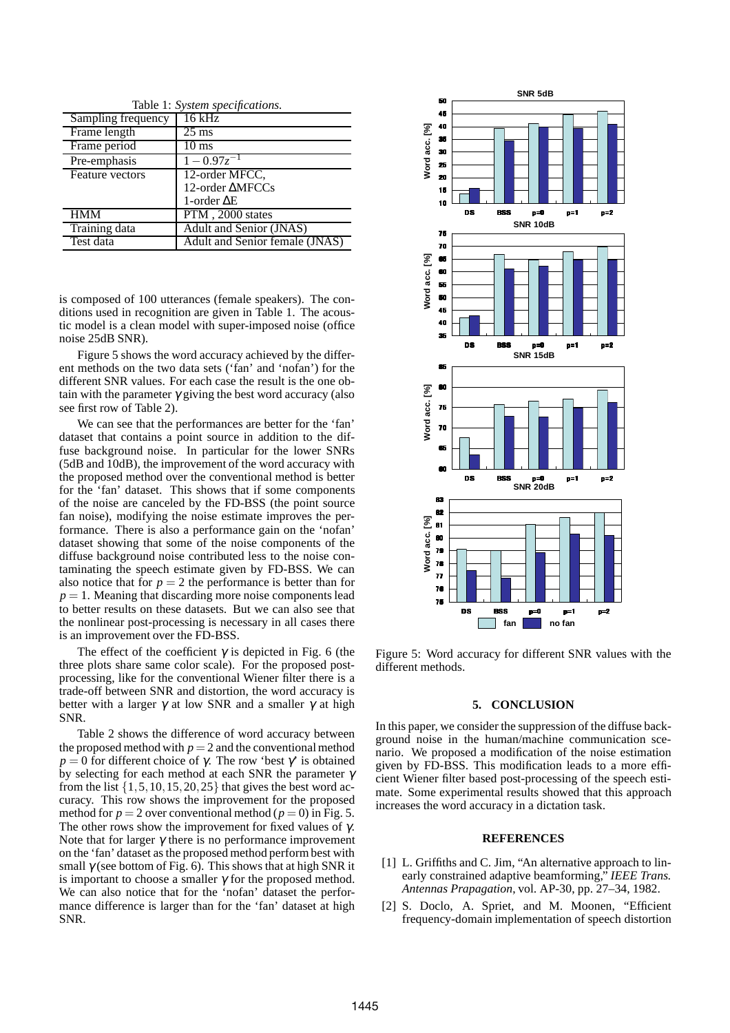Table 1: *System specifications.*

| Sampling frequency | 16 kHz |
|---|---|
| Frame length | 25 ms |
| Frame period | 10 ms |
| Pre-emphasis | $1-0.97z^{-1}$ |
| Feature vectors | 12-order MFCC,<br>12-order ΔMFCCs<br>1-order ΔE |
| HMM | PTM , 2000 states |
| Training data | Adult and Senior (JNAS) |
| Test data | Adult and Senior female (JNAS) |

is composed of 100 utterances (female speakers). The conditions used in recognition are given in Table 1. The acoustic model is a clean model with super-imposed noise (office noise 25dB SNR).

Figure 5 shows the word accuracy achieved by the different methods on the two data sets ('fan' and 'nofan') for the different SNR values. For each case the result is the one obtain with the parameter $\gamma$ giving the best word accuracy (also see first row of Table 2).

We can see that the performances are better for the 'fan' dataset that contains a point source in addition to the diffuse background noise. In particular for the lower SNRs (5dB and 10dB), the improvement of the word accuracy with the proposed method over the conventional method is better for the 'fan' dataset. This shows that if some components of the noise are canceled by the FD-BSS (the point source fan noise), modifying the noise estimate improves the performance. There is also a performance gain on the 'nofan' dataset showing that some of the noise components of the diffuse background noise contributed less to the noise contaminating the speech estimate given by FD-BSS. We can also notice that for $p=2$ the performance is better than for $p=1$. Meaning that discarding more noise components lead to better results on these datasets. But we can also see that the nonlinear post-processing is necessary in all cases there is an improvement over the FD-BSS.

The effect of the coefficient $\gamma$ is depicted in Fig. 6 (the three plots share same color scale). For the proposed post-processing, like for the conventional Wiener filter there is a trade-off between SNR and distortion, the word accuracy is better with a larger $\gamma$ at low SNR and a smaller $\gamma$ at high SNR.

Table 2 shows the difference of word accuracy between the proposed method with $p=2$ and the conventional method $p=0$ for different choice of $\gamma$. The row 'best $\gamma$' is obtained by selecting for each method at each SNR the parameter $\gamma$ from the list $\{1,5,10,15,20,25\}$ that gives the best word accuracy. This row shows the improvement for the proposed method for $p=2$ over conventional method ($p=0$) in Fig. 5. The other rows show the improvement for fixed values of $\gamma$. Note that for larger $\gamma$ there is no performance improvement on the 'fan' dataset as the proposed method perform best with small $\gamma$ (see bottom of Fig. 6). This shows that at high SNR it is important to choose a smaller $\gamma$ for the proposed method. We can also notice that for the 'nofan' dataset the performance difference is larger than for the 'fan' dataset at high SNR.

Figure 5: Word accuracy for different SNR values with the different methods.

## 5. CONCLUSION

In this paper, we consider the suppression of the diffuse background noise in the human/machine communication scenario. We proposed a modification of the noise estimation given by FD-BSS. This modification leads to a more efficient Wiener filter based post-processing of the speech estimate. Some experimental results showed that this approach increases the word accuracy in a dictation task.

## REFERENCES

[1] L. Griffiths and C. Jim, "An alternative approach to linearly constrained adaptive beamforming," *IEEE Trans. Antennas Propagation*, vol. AP-30, pp. 27–34, 1982.

[2] S. Doclo, A. Spriet, and M. Moonen, "Efficient frequency-domain implementation of speech distortion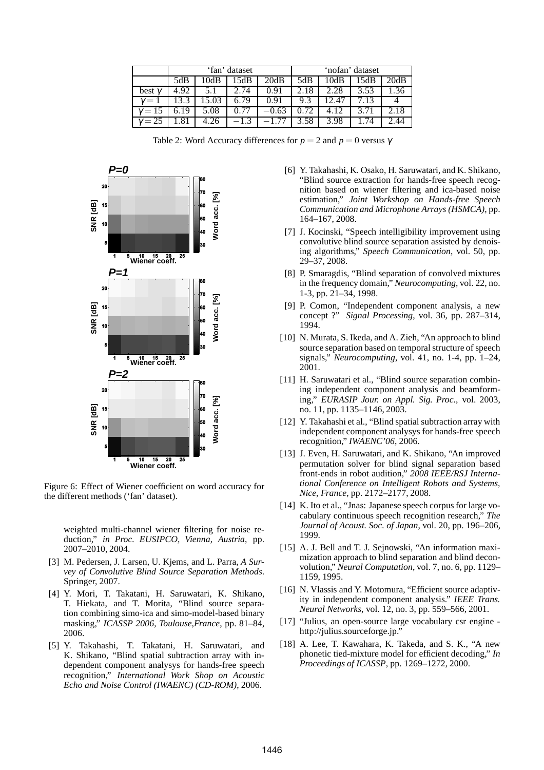|  | 'fan' dataset | | | | 'nofan' dataset | | | |
|---|---|---|---|---|---|---|---|---|
|  | 5dB | 10dB | 15dB | 20dB | 5dB | 10dB | 15dB | 20dB |
| best $\gamma$ | 4.92 | 5.1 | 2.74 | 0.91 | 2.18 | 2.28 | 3.53 | 1.36 |
| $\gamma = 1$ | 13.3 | 15.03 | 6.79 | 0.91 | 9.3 | 12.47 | 7.13 | 4 |
| $\gamma = 15$ | 6.19 | 5.08 | 0.77 | $-0.63$ | 0.72 | 4.12 | 3.71 | 2.18 |
| $\gamma = 25$ | 1.81 | 4.26 | $-1.3$ | $-1.77$ | 3.58 | 3.98 | 1.74 | 2.44 |

Table 2: Word Accuracy differences for $p = 2$ and $p = 0$ versus $\gamma$

P=0

SNR [dB]

Word acc. [%]

Wiener coeff.

P=1

SNR [dB]

Word acc. [%]

Wiener coeff.

P=2

SNR [dB]

Word acc. [%]

Wiener coeff.

Figure 6: Effect of Wiener coefficient on word accuracy for the different methods ('fan' dataset).

weighted multi-channel wiener filtering for noise reduction," *in Proc. EUSIPCO, Vienna, Austria*, pp. 2007–2010, 2004.

[3] M. Pedersen, J. Larsen, U. Kjems, and L. Parra, *A Survey of Convolutive Blind Source Separation Methods*. Springer, 2007.

[4] Y. Mori, T. Takatani, H. Saruwatari, K. Shikano, T. Hiekata, and T. Morita, "Blind source separation combining simo-ica and simo-model-based binary masking," *ICASSP 2006, Toulouse,France*, pp. 81–84, 2006.

[5] Y. Takahashi, T. Takatani, H. Saruwatari, and K. Shikano, "Blind spatial subtraction array with independent component analysys for hands-free speech recognition," *International Work Shop on Acoustic Echo and Noise Control (IWAENC) (CD-ROM)*, 2006.

[6] Y. Takahashi, K. Osako, H. Saruwatari, and K. Shikano, "Blind source extraction for hands-free speech recognition based on wiener filtering and ica-based noise estimation," *Joint Workshop on Hands-free Speech Communication and Microphone Arrays (HSMCA)*, pp. 164–167, 2008.

[7] J. Kocinski, "Speech intelligibility improvement using convolutive blind source separation assisted by denoising algorithms," *Speech Communication*, vol. 50, pp. 29–37, 2008.

[8] P. Smaragdis, "Blind separation of convolved mixtures in the frequency domain," *Neurocomputing*, vol. 22, no. 1-3, pp. 21–34, 1998.

[9] P. Comon, "Independent component analysis, a new concept ?" *Signal Processing*, vol. 36, pp. 287–314, 1994.

[10] N. Murata, S. Ikeda, and A. Zieh, "An approach to blind source separation based on temporal structure of speech signals," *Neurocomputing*, vol. 41, no. 1-4, pp. 1–24, 2001.

[11] H. Saruwatari et al., "Blind source separation combining independent component analysis and beamforming," *EURASIP Jour. on Appl. Sig. Proc.*, vol. 2003, no. 11, pp. 1135–1146, 2003.

[12] Y. Takahashi et al., "Blind spatial subtraction array with independent component analysys for hands-free speech recognition," *IWAENC'06*, 2006.

[13] J. Even, H. Saruwatari, and K. Shikano, "An improved permutation solver for blind signal separation based front-ends in robot audition," *2008 IEEE/RSJ International Conference on Intelligent Robots and Systems, Nice, France*, pp. 2172–2177, 2008.

[14] K. Ito et al., "Jnas: Japanese speech corpus for large vocabulary continuous speech recognition research," *The Journal of Acoust. Soc. of Japan*, vol. 20, pp. 196–206, 1999.

[15] A. J. Bell and T. J. Sejnowski, "An information maximization approach to blind separation and blind deconvolution," *Neural Computation*, vol. 7, no. 6, pp. 1129–1159, 1995.

[16] N. Vlassis and Y. Motomura, "Efficient source adaptivity in independent component analysis." *IEEE Trans. Neural Networks*, vol. 12, no. 3, pp. 559–566, 2001.

[17] "Julius, an open-source large vocabulary csr engine - http://julius.sourceforge.jp."

[18] A. Lee, T. Kawahara, K. Takeda, and S. K., "A new phonetic tied-mixture model for efficient decoding," *In Proceedings of ICASSP*, pp. 1269–1272, 2000.